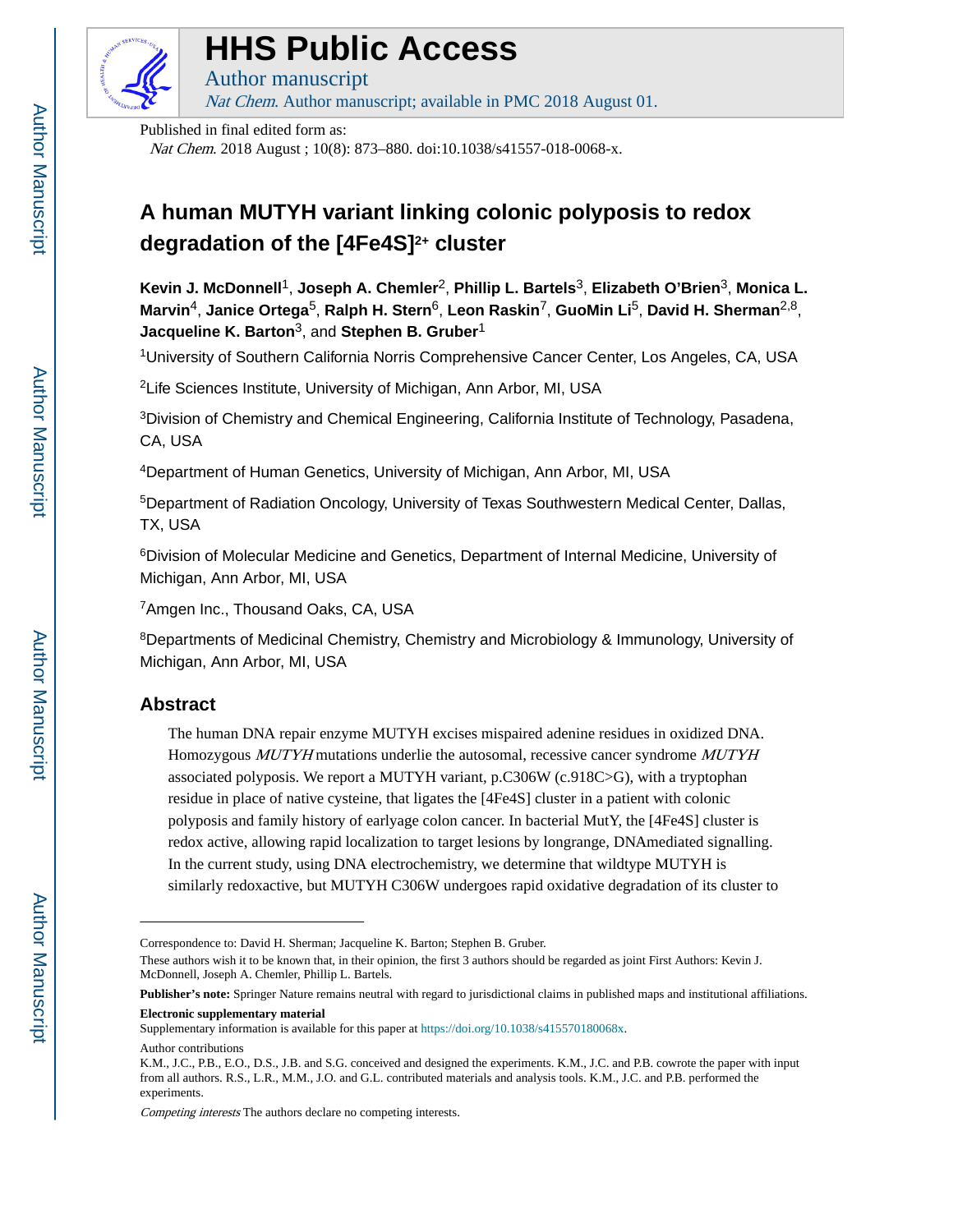# HHS Public Access

Author manuscript

*Nat Chem*. Author manuscript; available in PMC 2018 August 01.

Published in final edited form as:

*Nat Chem*. 2018 August ; 10(8): 873–880. doi:10.1038/s41557-018-0068-x.

# A human MUTYH variant linking colonic polyposis to redox degradation of the [4Fe4S]$^{2+}$ cluster

**Kevin J. McDonnell**[1], **Joseph A. Chemler**[2], **Phillip L. Bartels**[3], **Elizabeth O'Brien**[3], **Monica L. Marvin**[4], **Janice Ortega**[5], **Ralph H. Stern**[6], **Leon Raskin**[7], **GuoMin Li**[5], **David H. Sherman**[2,8], **Jacqueline K. Barton**[3], and **Stephen B. Gruber**[1]

[1]University of Southern California Norris Comprehensive Cancer Center, Los Angeles, CA, USA

[2]Life Sciences Institute, University of Michigan, Ann Arbor, MI, USA

[3]Division of Chemistry and Chemical Engineering, California Institute of Technology, Pasadena, CA, USA

[4]Department of Human Genetics, University of Michigan, Ann Arbor, MI, USA

[5]Department of Radiation Oncology, University of Texas Southwestern Medical Center, Dallas, TX, USA

[6]Division of Molecular Medicine and Genetics, Department of Internal Medicine, University of Michigan, Ann Arbor, MI, USA

[7]Amgen Inc., Thousand Oaks, CA, USA

[8]Departments of Medicinal Chemistry, Chemistry and Microbiology & Immunology, University of Michigan, Ann Arbor, MI, USA

## Abstract

The human DNA repair enzyme MUTYH excises mispaired adenine residues in oxidized DNA. Homozygous *MUTYH* mutations underlie the autosomal, recessive cancer syndrome *MUTYH* associated polyposis. We report a MUTYH variant, p.C306W (c.918C>G), with a tryptophan residue in place of native cysteine, that ligates the [4Fe4S] cluster in a patient with colonic polyposis and family history of earlyage colon cancer. In bacterial MutY, the [4Fe4S] cluster is redox active, allowing rapid localization to target lesions by longrange, DNAmediated signalling. In the current study, using DNA electrochemistry, we determine that wildtype MUTYH is similarly redoxactive, but MUTYH C306W undergoes rapid oxidative degradation of its cluster to

---

Correspondence to: David H. Sherman; Jacqueline K. Barton; Stephen B. Gruber.

These authors wish it to be known that, in their opinion, the first 3 authors should be regarded as joint First Authors: Kevin J. McDonnell, Joseph A. Chemler, Phillip L. Bartels.

**Publisher's note:** Springer Nature remains neutral with regard to jurisdictional claims in published maps and institutional affiliations.

**Electronic supplementary material**

Supplementary information is available for this paper at https://doi.org/10.1038/s415570180068x.

Author contributions

K.M., J.C., P.B., E.O., D.S., J.B. and S.G. conceived and designed the experiments. K.M., J.C. and P.B. cowrote the paper with input from all authors. R.S., L.R., M.M., J.O. and G.L. contributed materials and analysis tools. K.M., J.C. and P.B. performed the experiments.

*Competing interests* The authors declare no competing interests.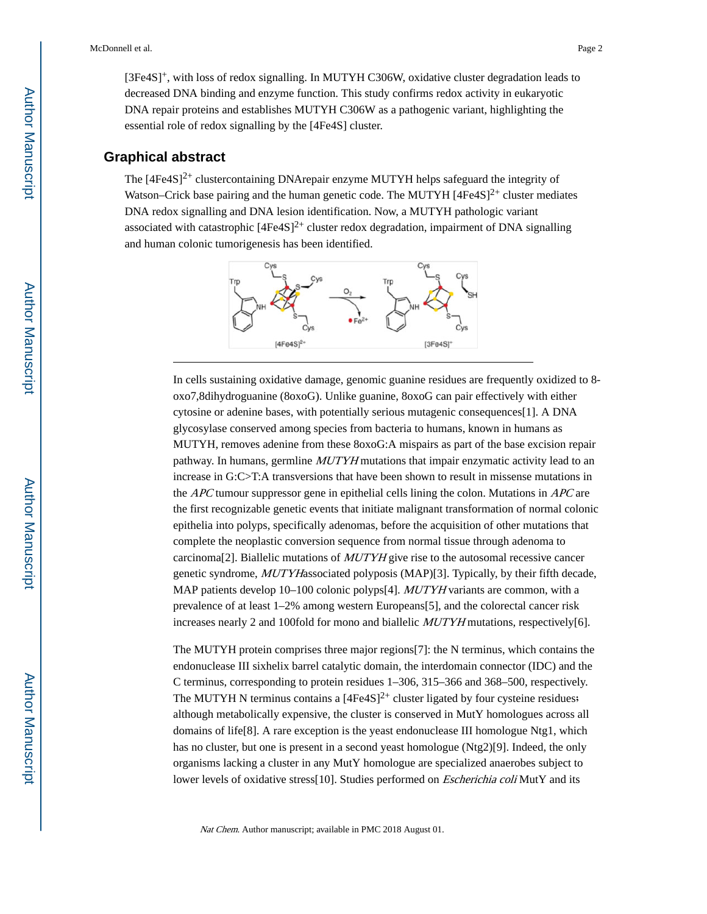$[3Fe4S]^+$, with loss of redox signalling. In MUTYH C306W, oxidative cluster degradation leads to decreased DNA binding and enzyme function. This study confirms redox activity in eukaryotic DNA repair proteins and establishes MUTYH C306W as a pathogenic variant, highlighting the essential role of redox signalling by the [4Fe4S] cluster.

## Graphical abstract

The $[4Fe4S]^{2+}$ clustercontaining DNArepair enzyme MUTYH helps safeguard the integrity of Watson–Crick base pairing and the human genetic code. The MUTYH $[4Fe4S]^{2+}$ cluster mediates DNA redox signalling and DNA lesion identification. Now, a MUTYH pathologic variant associated with catastrophic $[4Fe4S]^{2+}$ cluster redox degradation, impairment of DNA signalling and human colonic tumorigenesis has been identified.

In cells sustaining oxidative damage, genomic guanine residues are frequently oxidized to 8-oxo7,8dihydroguanine (8oxoG). Unlike guanine, 8oxoG can pair effectively with either cytosine or adenine bases, with potentially serious mutagenic consequences[1]. A DNA glycosylase conserved among species from bacteria to humans, known in humans as MUTYH, removes adenine from these 8oxoG:A mispairs as part of the base excision repair pathway. In humans, germline *MUTYH* mutations that impair enzymatic activity lead to an increase in G:C>T:A transversions that have been shown to result in missense mutations in the *APC* tumour suppressor gene in epithelial cells lining the colon. Mutations in *APC* are the first recognizable genetic events that initiate malignant transformation of normal colonic epithelia into polyps, specifically adenomas, before the acquisition of other mutations that complete the neoplastic conversion sequence from normal tissue through adenoma to carcinoma[2]. Biallelic mutations of *MUTYH* give rise to the autosomal recessive cancer genetic syndrome, *MUTYH*associated polyposis (MAP)[3]. Typically, by their fifth decade, MAP patients develop 10–100 colonic polyps[4]. *MUTYH* variants are common, with a prevalence of at least 1–2% among western Europeans[5], and the colorectal cancer risk increases nearly 2 and 100fold for mono and biallelic *MUTYH* mutations, respectively[6].

The MUTYH protein comprises three major regions[7]: the N terminus, which contains the endonuclease III sixhelix barrel catalytic domain, the interdomain connector (IDC) and the C terminus, corresponding to protein residues 1–306, 315–366 and 368–500, respectively. The MUTYH N terminus contains a $[4Fe4S]^{2+}$ cluster ligated by four cysteine residues; although metabolically expensive, the cluster is conserved in MutY homologues across all domains of life[8]. A rare exception is the yeast endonuclease III homologue Ntg1, which has no cluster, but one is present in a second yeast homologue (Ntg2)[9]. Indeed, the only organisms lacking a cluster in any MutY homologue are specialized anaerobes subject to lower levels of oxidative stress[10]. Studies performed on *Escherichia coli* MutY and its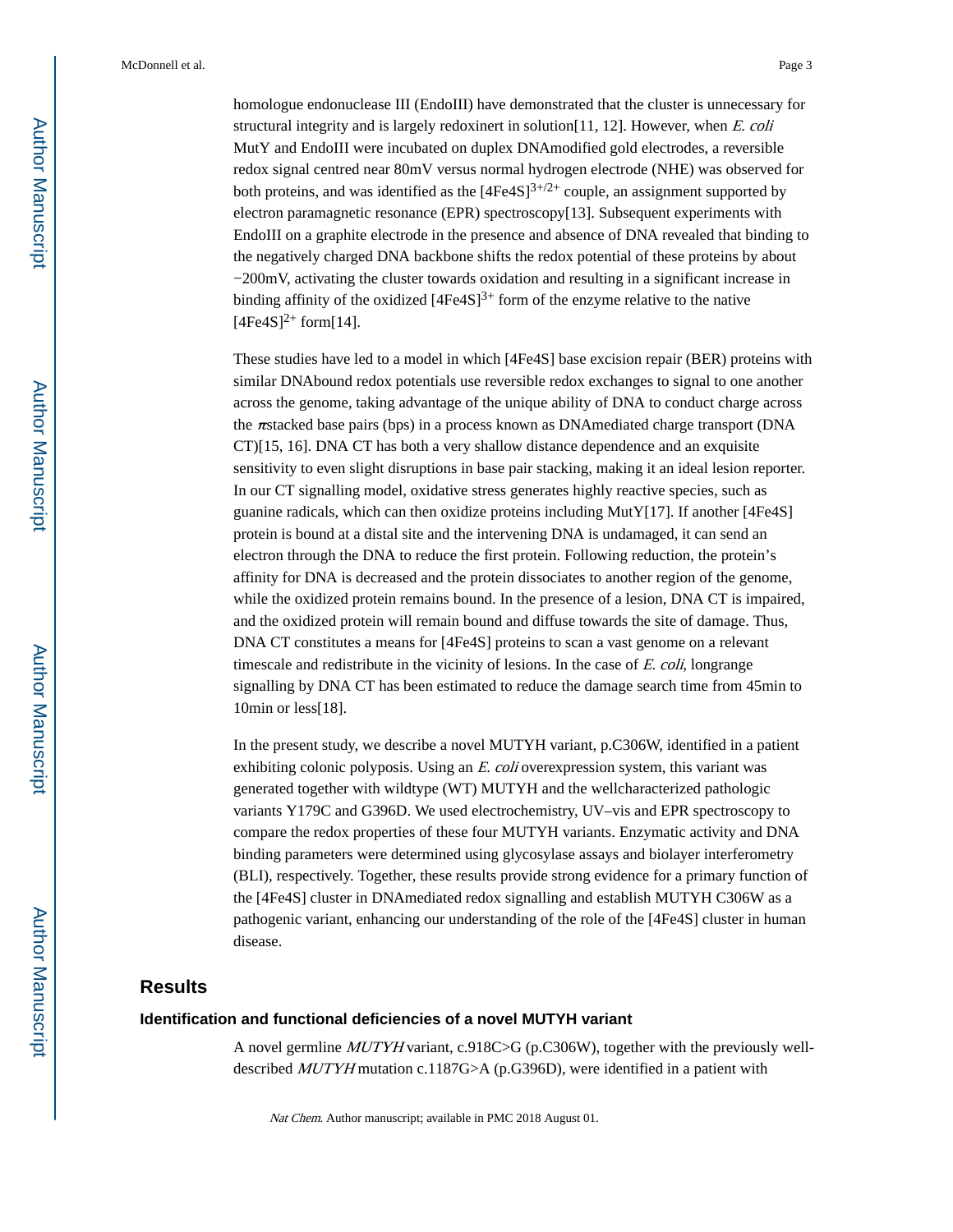homologue endonuclease III (EndoIII) have demonstrated that the cluster is unnecessary for structural integrity and is largely redoxinert in solution[11, 12]. However, when *E. coli* MutY and EndoIII were incubated on duplex DNAmodified gold electrodes, a reversible redox signal centred near 80mV versus normal hydrogen electrode (NHE) was observed for both proteins, and was identified as the $[4Fe4S]^{3+/2+}$ couple, an assignment supported by electron paramagnetic resonance (EPR) spectroscopy[13]. Subsequent experiments with EndoIII on a graphite electrode in the presence and absence of DNA revealed that binding to the negatively charged DNA backbone shifts the redox potential of these proteins by about −200mV, activating the cluster towards oxidation and resulting in a significant increase in binding affinity of the oxidized $[4Fe4S]^{3+}$ form of the enzyme relative to the native $[4Fe4S]^{2+}$ form[14].

These studies have led to a model in which [4Fe4S] base excision repair (BER) proteins with similar DNAbound redox potentials use reversible redox exchanges to signal to one another across the genome, taking advantage of the unique ability of DNA to conduct charge across the $\pi$stacked base pairs (bps) in a process known as DNAmediated charge transport (DNA CT)[15, 16]. DNA CT has both a very shallow distance dependence and an exquisite sensitivity to even slight disruptions in base pair stacking, making it an ideal lesion reporter. In our CT signalling model, oxidative stress generates highly reactive species, such as guanine radicals, which can then oxidize proteins including MutY[17]. If another [4Fe4S] protein is bound at a distal site and the intervening DNA is undamaged, it can send an electron through the DNA to reduce the first protein. Following reduction, the protein's affinity for DNA is decreased and the protein dissociates to another region of the genome, while the oxidized protein remains bound. In the presence of a lesion, DNA CT is impaired, and the oxidized protein will remain bound and diffuse towards the site of damage. Thus, DNA CT constitutes a means for [4Fe4S] proteins to scan a vast genome on a relevant timescale and redistribute in the vicinity of lesions. In the case of *E. coli*, longrange signalling by DNA CT has been estimated to reduce the damage search time from 45min to 10min or less[18].

In the present study, we describe a novel MUTYH variant, p.C306W, identified in a patient exhibiting colonic polyposis. Using an *E. coli* overexpression system, this variant was generated together with wildtype (WT) MUTYH and the wellcharacterized pathologic variants Y179C and G396D. We used electrochemistry, UV–vis and EPR spectroscopy to compare the redox properties of these four MUTYH variants. Enzymatic activity and DNA binding parameters were determined using glycosylase assays and biolayer interferometry (BLI), respectively. Together, these results provide strong evidence for a primary function of the [4Fe4S] cluster in DNAmediated redox signalling and establish MUTYH C306W as a pathogenic variant, enhancing our understanding of the role of the [4Fe4S] cluster in human disease.

## Results

### Identification and functional deficiencies of a novel MUTYH variant

A novel germline *MUTYH* variant, c.918C>G (p.C306W), together with the previously well-described *MUTYH* mutation c.1187G>A (p.G396D), were identified in a patient with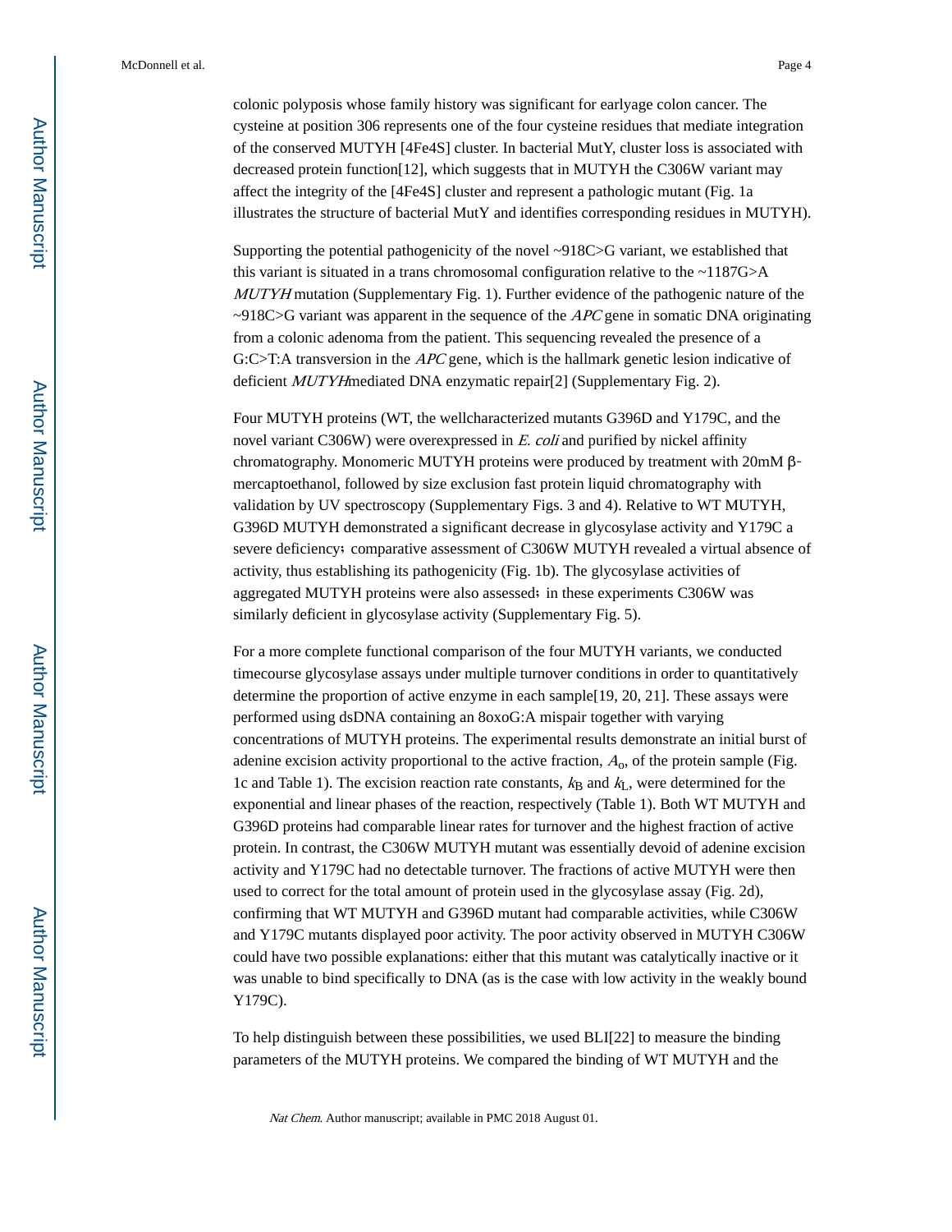colonic polyposis whose family history was significant for earlyage colon cancer. The cysteine at position 306 represents one of the four cysteine residues that mediate integration of the conserved MUTYH [4Fe4S] cluster. In bacterial MutY, cluster loss is associated with decreased protein function[12], which suggests that in MUTYH the C306W variant may affect the integrity of the [4Fe4S] cluster and represent a pathologic mutant (Fig. 1a illustrates the structure of bacterial MutY and identifies corresponding residues in MUTYH).

Supporting the potential pathogenicity of the novel ~918C>G variant, we established that this variant is situated in a trans chromosomal configuration relative to the ~1187G>A *MUTYH* mutation (Supplementary Fig. 1). Further evidence of the pathogenic nature of the ~918C>G variant was apparent in the sequence of the *APC* gene in somatic DNA originating from a colonic adenoma from the patient. This sequencing revealed the presence of a G:C>T:A transversion in the *APC* gene, which is the hallmark genetic lesion indicative of deficient *MUTYH*mediated DNA enzymatic repair[2] (Supplementary Fig. 2).

Four MUTYH proteins (WT, the wellcharacterized mutants G396D and Y179C, and the novel variant C306W) were overexpressed in *E. coli* and purified by nickel affinity chromatography. Monomeric MUTYH proteins were produced by treatment with 20mM β-mercaptoethanol, followed by size exclusion fast protein liquid chromatography with validation by UV spectroscopy (Supplementary Figs. 3 and 4). Relative to WT MUTYH, G396D MUTYH demonstrated a significant decrease in glycosylase activity and Y179C a severe deficiency; comparative assessment of C306W MUTYH revealed a virtual absence of activity, thus establishing its pathogenicity (Fig. 1b). The glycosylase activities of aggregated MUTYH proteins were also assessed; in these experiments C306W was similarly deficient in glycosylase activity (Supplementary Fig. 5).

For a more complete functional comparison of the four MUTYH variants, we conducted timecourse glycosylase assays under multiple turnover conditions in order to quantitatively determine the proportion of active enzyme in each sample[19, 20, 21]. These assays were performed using dsDNA containing an 8oxoG:A mispair together with varying concentrations of MUTYH proteins. The experimental results demonstrate an initial burst of adenine excision activity proportional to the active fraction, $A_o$, of the protein sample (Fig. 1c and Table 1). The excision reaction rate constants, $k_B$ and $k_L$, were determined for the exponential and linear phases of the reaction, respectively (Table 1). Both WT MUTYH and G396D proteins had comparable linear rates for turnover and the highest fraction of active protein. In contrast, the C306W MUTYH mutant was essentially devoid of adenine excision activity and Y179C had no detectable turnover. The fractions of active MUTYH were then used to correct for the total amount of protein used in the glycosylase assay (Fig. 2d), confirming that WT MUTYH and G396D mutant had comparable activities, while C306W and Y179C mutants displayed poor activity. The poor activity observed in MUTYH C306W could have two possible explanations: either that this mutant was catalytically inactive or it was unable to bind specifically to DNA (as is the case with low activity in the weakly bound Y179C).

To help distinguish between these possibilities, we used BLI[22] to measure the binding parameters of the MUTYH proteins. We compared the binding of WT MUTYH and the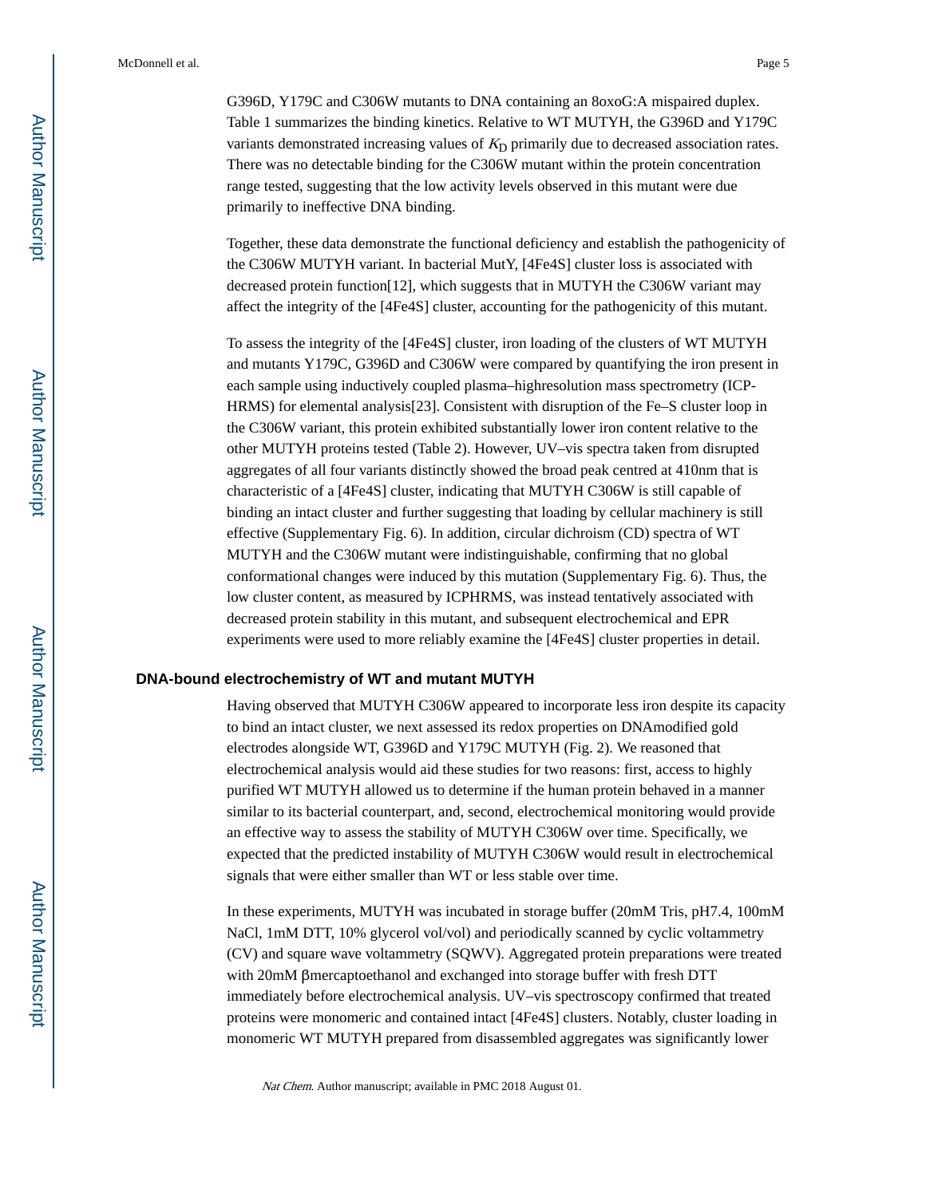G396D, Y179C and C306W mutants to DNA containing an 8oxoG:A mispaired duplex. Table 1 summarizes the binding kinetics. Relative to WT MUTYH, the G396D and Y179C variants demonstrated increasing values of $K_D$ primarily due to decreased association rates. There was no detectable binding for the C306W mutant within the protein concentration range tested, suggesting that the low activity levels observed in this mutant were due primarily to ineffective DNA binding.

Together, these data demonstrate the functional deficiency and establish the pathogenicity of the C306W MUTYH variant. In bacterial MutY, [4Fe4S] cluster loss is associated with decreased protein function[12], which suggests that in MUTYH the C306W variant may affect the integrity of the [4Fe4S] cluster, accounting for the pathogenicity of this mutant.

To assess the integrity of the [4Fe4S] cluster, iron loading of the clusters of WT MUTYH and mutants Y179C, G396D and C306W were compared by quantifying the iron present in each sample using inductively coupled plasma–highresolution mass spectrometry (ICP-HRMS) for elemental analysis[23]. Consistent with disruption of the Fe–S cluster loop in the C306W variant, this protein exhibited substantially lower iron content relative to the other MUTYH proteins tested (Table 2). However, UV–vis spectra taken from disrupted aggregates of all four variants distinctly showed the broad peak centred at 410nm that is characteristic of a [4Fe4S] cluster, indicating that MUTYH C306W is still capable of binding an intact cluster and further suggesting that loading by cellular machinery is still effective (Supplementary Fig. 6). In addition, circular dichroism (CD) spectra of WT MUTYH and the C306W mutant were indistinguishable, confirming that no global conformational changes were induced by this mutation (Supplementary Fig. 6). Thus, the low cluster content, as measured by ICPHRMS, was instead tentatively associated with decreased protein stability in this mutant, and subsequent electrochemical and EPR experiments were used to more reliably examine the [4Fe4S] cluster properties in detail.

### DNA-bound electrochemistry of WT and mutant MUTYH

Having observed that MUTYH C306W appeared to incorporate less iron despite its capacity to bind an intact cluster, we next assessed its redox properties on DNAmodified gold electrodes alongside WT, G396D and Y179C MUTYH (Fig. 2). We reasoned that electrochemical analysis would aid these studies for two reasons: first, access to highly purified WT MUTYH allowed us to determine if the human protein behaved in a manner similar to its bacterial counterpart, and, second, electrochemical monitoring would provide an effective way to assess the stability of MUTYH C306W over time. Specifically, we expected that the predicted instability of MUTYH C306W would result in electrochemical signals that were either smaller than WT or less stable over time.

In these experiments, MUTYH was incubated in storage buffer (20mM Tris, pH7.4, 100mM NaCl, 1mM DTT, 10% glycerol vol/vol) and periodically scanned by cyclic voltammetry (CV) and square wave voltammetry (SQWV). Aggregated protein preparations were treated with 20mM βmercaptoethanol and exchanged into storage buffer with fresh DTT immediately before electrochemical analysis. UV–vis spectroscopy confirmed that treated proteins were monomeric and contained intact [4Fe4S] clusters. Notably, cluster loading in monomeric WT MUTYH prepared from disassembled aggregates was significantly lower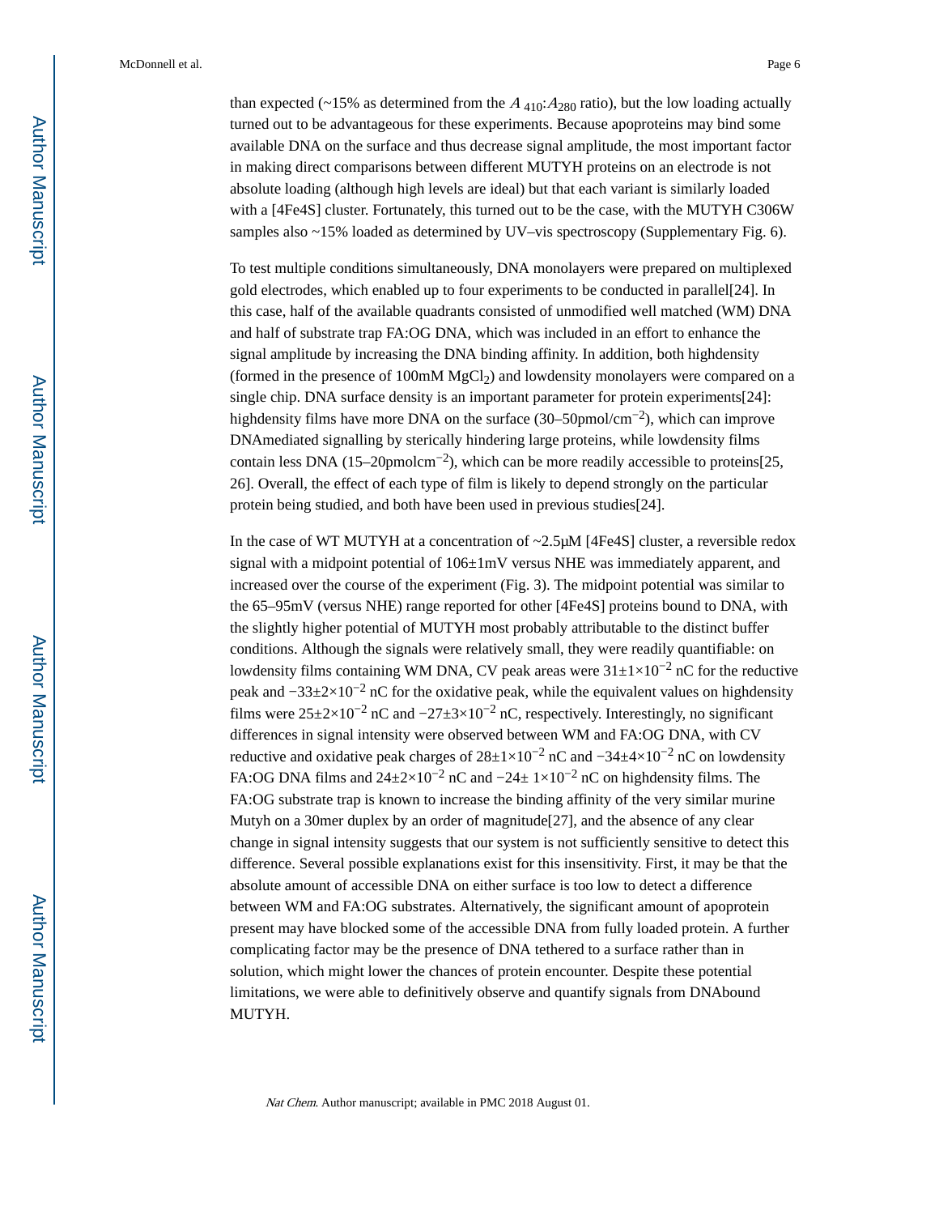than expected (~15% as determined from the $A_{410}$:$A_{280}$ ratio), but the low loading actually turned out to be advantageous for these experiments. Because apoproteins may bind some available DNA on the surface and thus decrease signal amplitude, the most important factor in making direct comparisons between different MUTYH proteins on an electrode is not absolute loading (although high levels are ideal) but that each variant is similarly loaded with a [4Fe4S] cluster. Fortunately, this turned out to be the case, with the MUTYH C306W samples also ~15% loaded as determined by UV–vis spectroscopy (Supplementary Fig. 6).

To test multiple conditions simultaneously, DNA monolayers were prepared on multiplexed gold electrodes, which enabled up to four experiments to be conducted in parallel[24]. In this case, half of the available quadrants consisted of unmodified well matched (WM) DNA and half of substrate trap FA:OG DNA, which was included in an effort to enhance the signal amplitude by increasing the DNA binding affinity. In addition, both highdensity (formed in the presence of 100mM $MgCl_2$) and lowdensity monolayers were compared on a single chip. DNA surface density is an important parameter for protein experiments[24]: highdensity films have more DNA on the surface (30–50pmol/$cm^{-2}$), which can improve DNAmediated signalling by sterically hindering large proteins, while lowdensity films contain less DNA (15–20pmol$cm^{-2}$), which can be more readily accessible to proteins[25, 26]. Overall, the effect of each type of film is likely to depend strongly on the particular protein being studied, and both have been used in previous studies[24].

In the case of WT MUTYH at a concentration of ~2.5μM [4Fe4S] cluster, a reversible redox signal with a midpoint potential of 106±1mV versus NHE was immediately apparent, and increased over the course of the experiment (Fig. 3). The midpoint potential was similar to the 65–95mV (versus NHE) range reported for other [4Fe4S] proteins bound to DNA, with the slightly higher potential of MUTYH most probably attributable to the distinct buffer conditions. Although the signals were relatively small, they were readily quantifiable: on lowdensity films containing WM DNA, CV peak areas were $31\pm1\times10^{-2}$ nC for the reductive peak and $-33\pm2\times10^{-2}$ nC for the oxidative peak, while the equivalent values on highdensity films were $25\pm2\times10^{-2}$ nC and $-27\pm3\times10^{-2}$ nC, respectively. Interestingly, no significant differences in signal intensity were observed between WM and FA:OG DNA, with CV reductive and oxidative peak charges of $28\pm1\times10^{-2}$ nC and $-34\pm4\times10^{-2}$ nC on lowdensity FA:OG DNA films and $24\pm2\times10^{-2}$ nC and $-24\pm 1\times10^{-2}$ nC on highdensity films. The FA:OG substrate trap is known to increase the binding affinity of the very similar murine Mutyh on a 30mer duplex by an order of magnitude[27], and the absence of any clear change in signal intensity suggests that our system is not sufficiently sensitive to detect this difference. Several possible explanations exist for this insensitivity. First, it may be that the absolute amount of accessible DNA on either surface is too low to detect a difference between WM and FA:OG substrates. Alternatively, the significant amount of apoprotein present may have blocked some of the accessible DNA from fully loaded protein. A further complicating factor may be the presence of DNA tethered to a surface rather than in solution, which might lower the chances of protein encounter. Despite these potential limitations, we were able to definitively observe and quantify signals from DNAbound MUTYH.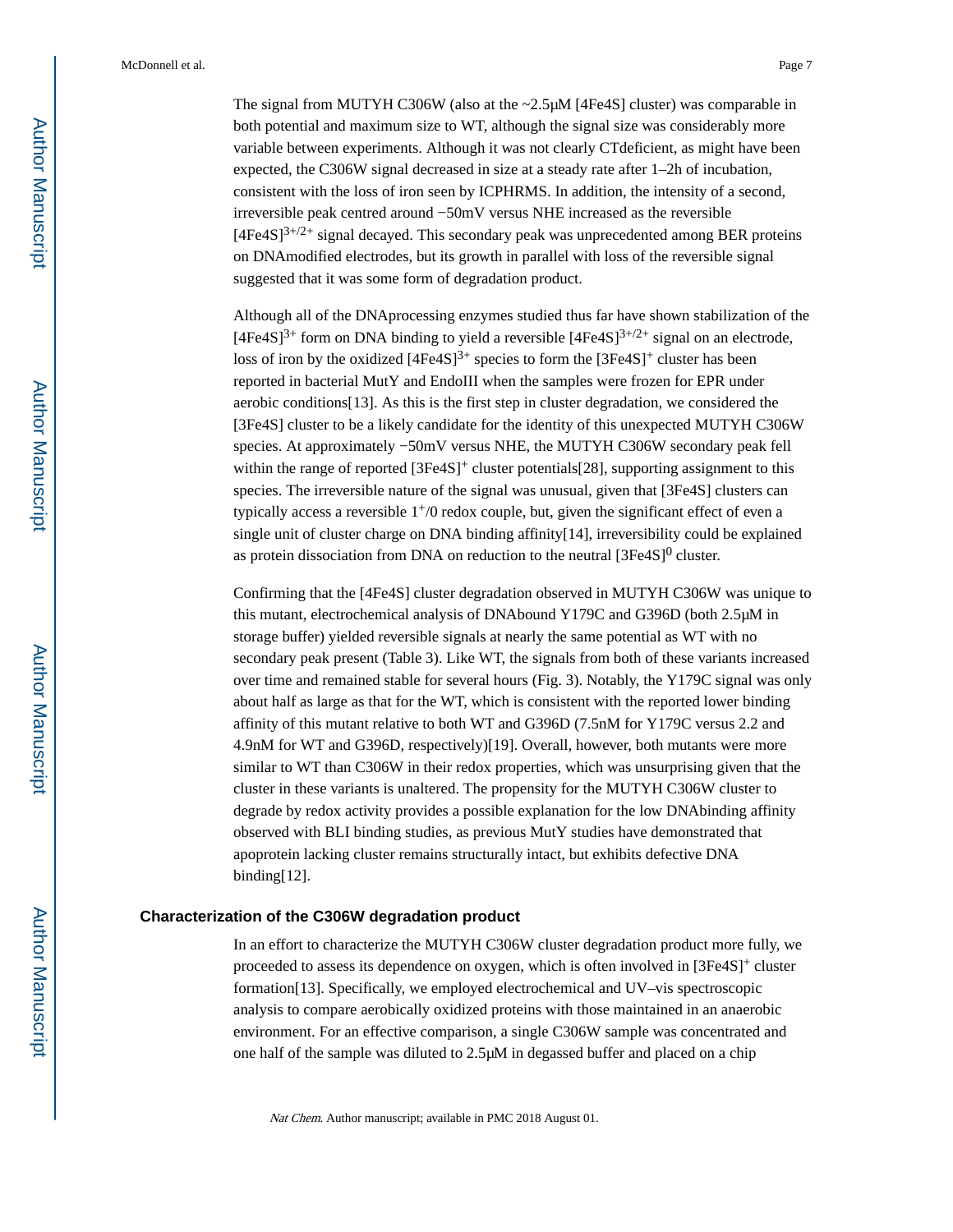The signal from MUTYH C306W (also at the ~2.5μM [4Fe4S] cluster) was comparable in both potential and maximum size to WT, although the signal size was considerably more variable between experiments. Although it was not clearly CTdeficient, as might have been expected, the C306W signal decreased in size at a steady rate after 1–2h of incubation, consistent with the loss of iron seen by ICPHRMS. In addition, the intensity of a second, irreversible peak centred around −50mV versus NHE increased as the reversible $[4Fe4S]^{3+/2+}$ signal decayed. This secondary peak was unprecedented among BER proteins on DNAmodified electrodes, but its growth in parallel with loss of the reversible signal suggested that it was some form of degradation product.

Although all of the DNAprocessing enzymes studied thus far have shown stabilization of the $[4Fe4S]^{3+}$ form on DNA binding to yield a reversible $[4Fe4S]^{3+/2+}$ signal on an electrode, loss of iron by the oxidized $[4Fe4S]^{3+}$ species to form the $[3Fe4S]^{+}$ cluster has been reported in bacterial MutY and EndoIII when the samples were frozen for EPR under aerobic conditions[13]. As this is the first step in cluster degradation, we considered the [3Fe4S] cluster to be a likely candidate for the identity of this unexpected MUTYH C306W species. At approximately −50mV versus NHE, the MUTYH C306W secondary peak fell within the range of reported $[3Fe4S]^{+}$ cluster potentials[28], supporting assignment to this species. The irreversible nature of the signal was unusual, given that [3Fe4S] clusters can typically access a reversible $1^{+}/0$ redox couple, but, given the significant effect of even a single unit of cluster charge on DNA binding affinity[14], irreversibility could be explained as protein dissociation from DNA on reduction to the neutral $[3Fe4S]^{0}$ cluster.

Confirming that the [4Fe4S] cluster degradation observed in MUTYH C306W was unique to this mutant, electrochemical analysis of DNAbound Y179C and G396D (both 2.5μM in storage buffer) yielded reversible signals at nearly the same potential as WT with no secondary peak present (Table 3). Like WT, the signals from both of these variants increased over time and remained stable for several hours (Fig. 3). Notably, the Y179C signal was only about half as large as that for the WT, which is consistent with the reported lower binding affinity of this mutant relative to both WT and G396D (7.5nM for Y179C versus 2.2 and 4.9nM for WT and G396D, respectively)[19]. Overall, however, both mutants were more similar to WT than C306W in their redox properties, which was unsurprising given that the cluster in these variants is unaltered. The propensity for the MUTYH C306W cluster to degrade by redox activity provides a possible explanation for the low DNAbinding affinity observed with BLI binding studies, as previous MutY studies have demonstrated that apoprotein lacking cluster remains structurally intact, but exhibits defective DNA binding[12].

## Characterization of the C306W degradation product

In an effort to characterize the MUTYH C306W cluster degradation product more fully, we proceeded to assess its dependence on oxygen, which is often involved in $[3Fe4S]^{+}$ cluster formation[13]. Specifically, we employed electrochemical and UV–vis spectroscopic analysis to compare aerobically oxidized proteins with those maintained in an anaerobic environment. For an effective comparison, a single C306W sample was concentrated and one half of the sample was diluted to 2.5μM in degassed buffer and placed on a chip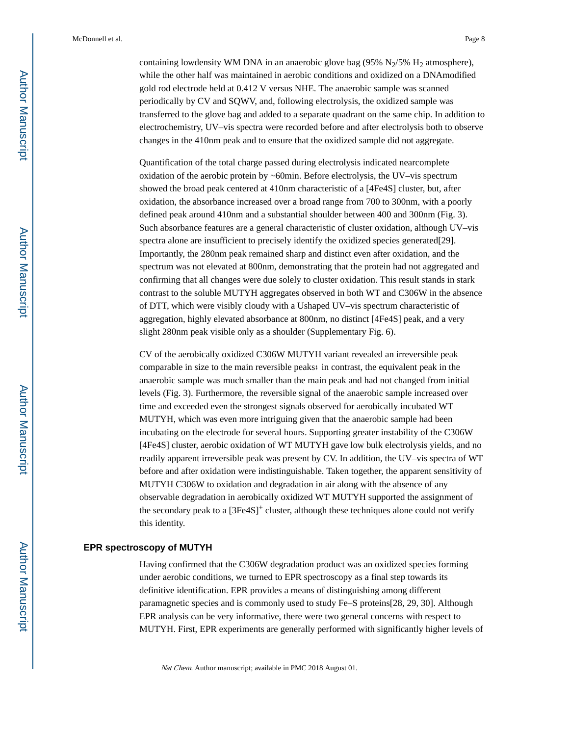containing lowdensity WM DNA in an anaerobic glove bag (95% $N_2$/5% $H_2$ atmosphere), while the other half was maintained in aerobic conditions and oxidized on a DNAmodified gold rod electrode held at 0.412 V versus NHE. The anaerobic sample was scanned periodically by CV and SQWV, and, following electrolysis, the oxidized sample was transferred to the glove bag and added to a separate quadrant on the same chip. In addition to electrochemistry, UV–vis spectra were recorded before and after electrolysis both to observe changes in the 410nm peak and to ensure that the oxidized sample did not aggregate.

Quantification of the total charge passed during electrolysis indicated nearcomplete oxidation of the aerobic protein by ~60min. Before electrolysis, the UV–vis spectrum showed the broad peak centered at 410nm characteristic of a [4Fe4S] cluster, but, after oxidation, the absorbance increased over a broad range from 700 to 300nm, with a poorly defined peak around 410nm and a substantial shoulder between 400 and 300nm (Fig. 3). Such absorbance features are a general characteristic of cluster oxidation, although UV–vis spectra alone are insufficient to precisely identify the oxidized species generated[29]. Importantly, the 280nm peak remained sharp and distinct even after oxidation, and the spectrum was not elevated at 800nm, demonstrating that the protein had not aggregated and confirming that all changes were due solely to cluster oxidation. This result stands in stark contrast to the soluble MUTYH aggregates observed in both WT and C306W in the absence of DTT, which were visibly cloudy with a Ushaped UV–vis spectrum characteristic of aggregation, highly elevated absorbance at 800nm, no distinct [4Fe4S] peak, and a very slight 280nm peak visible only as a shoulder (Supplementary Fig. 6).

CV of the aerobically oxidized C306W MUTYH variant revealed an irreversible peak comparable in size to the main reversible peaks; in contrast, the equivalent peak in the anaerobic sample was much smaller than the main peak and had not changed from initial levels (Fig. 3). Furthermore, the reversible signal of the anaerobic sample increased over time and exceeded even the strongest signals observed for aerobically incubated WT MUTYH, which was even more intriguing given that the anaerobic sample had been incubating on the electrode for several hours. Supporting greater instability of the C306W [4Fe4S] cluster, aerobic oxidation of WT MUTYH gave low bulk electrolysis yields, and no readily apparent irreversible peak was present by CV. In addition, the UV–vis spectra of WT before and after oxidation were indistinguishable. Taken together, the apparent sensitivity of MUTYH C306W to oxidation and degradation in air along with the absence of any observable degradation in aerobically oxidized WT MUTYH supported the assignment of the secondary peak to a $[3Fe4S]^+$ cluster, although these techniques alone could not verify this identity.

## EPR spectroscopy of MUTYH

Having confirmed that the C306W degradation product was an oxidized species forming under aerobic conditions, we turned to EPR spectroscopy as a final step towards its definitive identification. EPR provides a means of distinguishing among different paramagnetic species and is commonly used to study Fe–S proteins[28, 29, 30]. Although EPR analysis can be very informative, there were two general concerns with respect to MUTYH. First, EPR experiments are generally performed with significantly higher levels of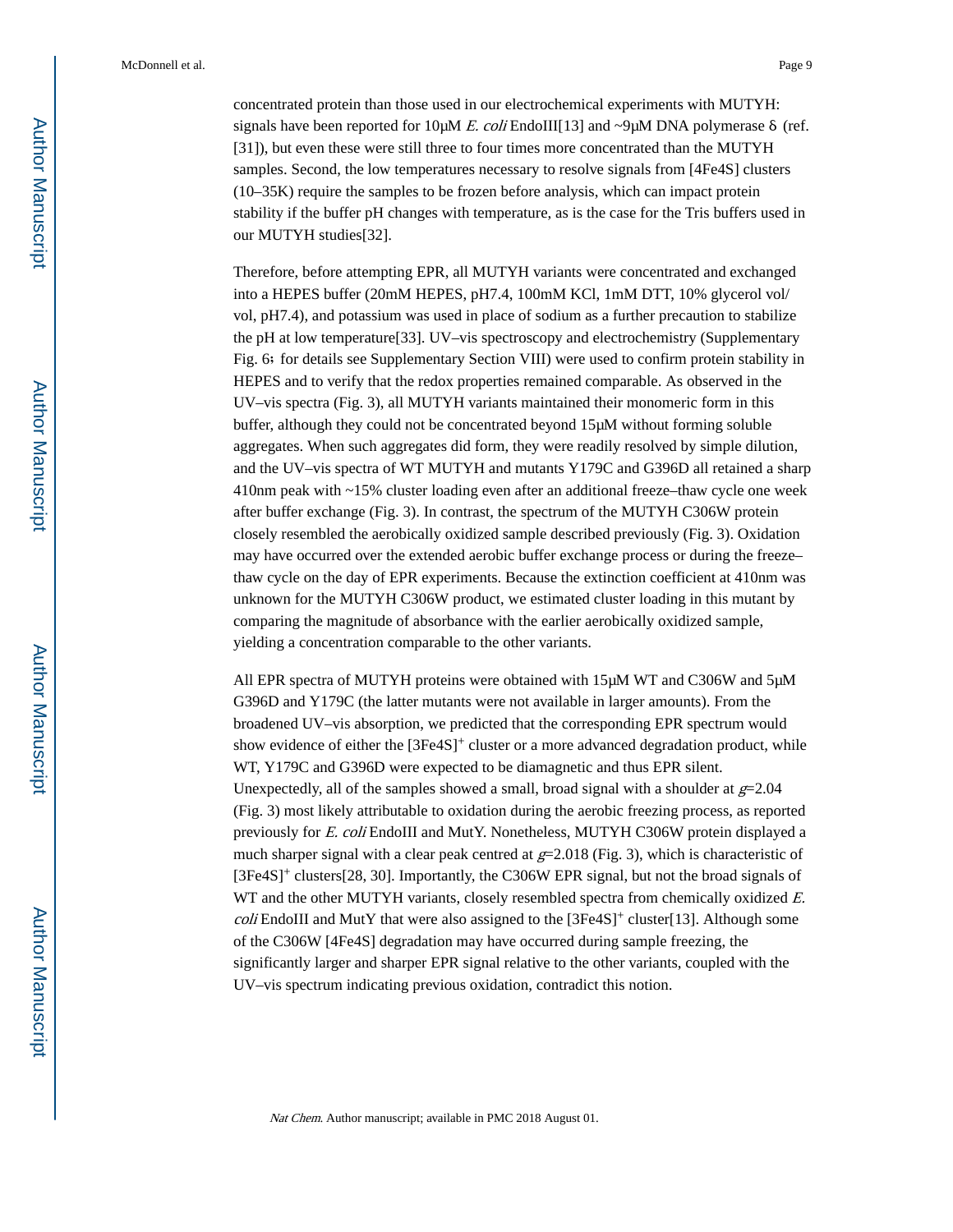concentrated protein than those used in our electrochemical experiments with MUTYH: signals have been reported for 10μM *E. coli* EndoIII[13] and ~9μM DNA polymerase δ (ref. [31]), but even these were still three to four times more concentrated than the MUTYH samples. Second, the low temperatures necessary to resolve signals from [4Fe4S] clusters (10–35K) require the samples to be frozen before analysis, which can impact protein stability if the buffer pH changes with temperature, as is the case for the Tris buffers used in our MUTYH studies[32].

Therefore, before attempting EPR, all MUTYH variants were concentrated and exchanged into a HEPES buffer (20mM HEPES, pH7.4, 100mM KCl, 1mM DTT, 10% glycerol vol/vol, pH7.4), and potassium was used in place of sodium as a further precaution to stabilize the pH at low temperature[33]. UV–vis spectroscopy and electrochemistry (Supplementary Fig. 6; for details see Supplementary Section VIII) were used to confirm protein stability in HEPES and to verify that the redox properties remained comparable. As observed in the UV–vis spectra (Fig. 3), all MUTYH variants maintained their monomeric form in this buffer, although they could not be concentrated beyond 15μM without forming soluble aggregates. When such aggregates did form, they were readily resolved by simple dilution, and the UV–vis spectra of WT MUTYH and mutants Y179C and G396D all retained a sharp 410nm peak with ~15% cluster loading even after an additional freeze–thaw cycle one week after buffer exchange (Fig. 3). In contrast, the spectrum of the MUTYH C306W protein closely resembled the aerobically oxidized sample described previously (Fig. 3). Oxidation may have occurred over the extended aerobic buffer exchange process or during the freeze–thaw cycle on the day of EPR experiments. Because the extinction coefficient at 410nm was unknown for the MUTYH C306W product, we estimated cluster loading in this mutant by comparing the magnitude of absorbance with the earlier aerobically oxidized sample, yielding a concentration comparable to the other variants.

All EPR spectra of MUTYH proteins were obtained with 15μM WT and C306W and 5μM G396D and Y179C (the latter mutants were not available in larger amounts). From the broadened UV–vis absorption, we predicted that the corresponding EPR spectrum would show evidence of either the $[3Fe4S]^{+}$ cluster or a more advanced degradation product, while WT, Y179C and G396D were expected to be diamagnetic and thus EPR silent. Unexpectedly, all of the samples showed a small, broad signal with a shoulder at $g$=2.04 (Fig. 3) most likely attributable to oxidation during the aerobic freezing process, as reported previously for *E. coli* EndoIII and MutY. Nonetheless, MUTYH C306W protein displayed a much sharper signal with a clear peak centred at $g$=2.018 (Fig. 3), which is characteristic of $[3Fe4S]^{+}$ clusters[28, 30]. Importantly, the C306W EPR signal, but not the broad signals of WT and the other MUTYH variants, closely resembled spectra from chemically oxidized *E. coli* EndoIII and MutY that were also assigned to the $[3Fe4S]^{+}$ cluster[13]. Although some of the C306W [4Fe4S] degradation may have occurred during sample freezing, the significantly larger and sharper EPR signal relative to the other variants, coupled with the UV–vis spectrum indicating previous oxidation, contradict this notion.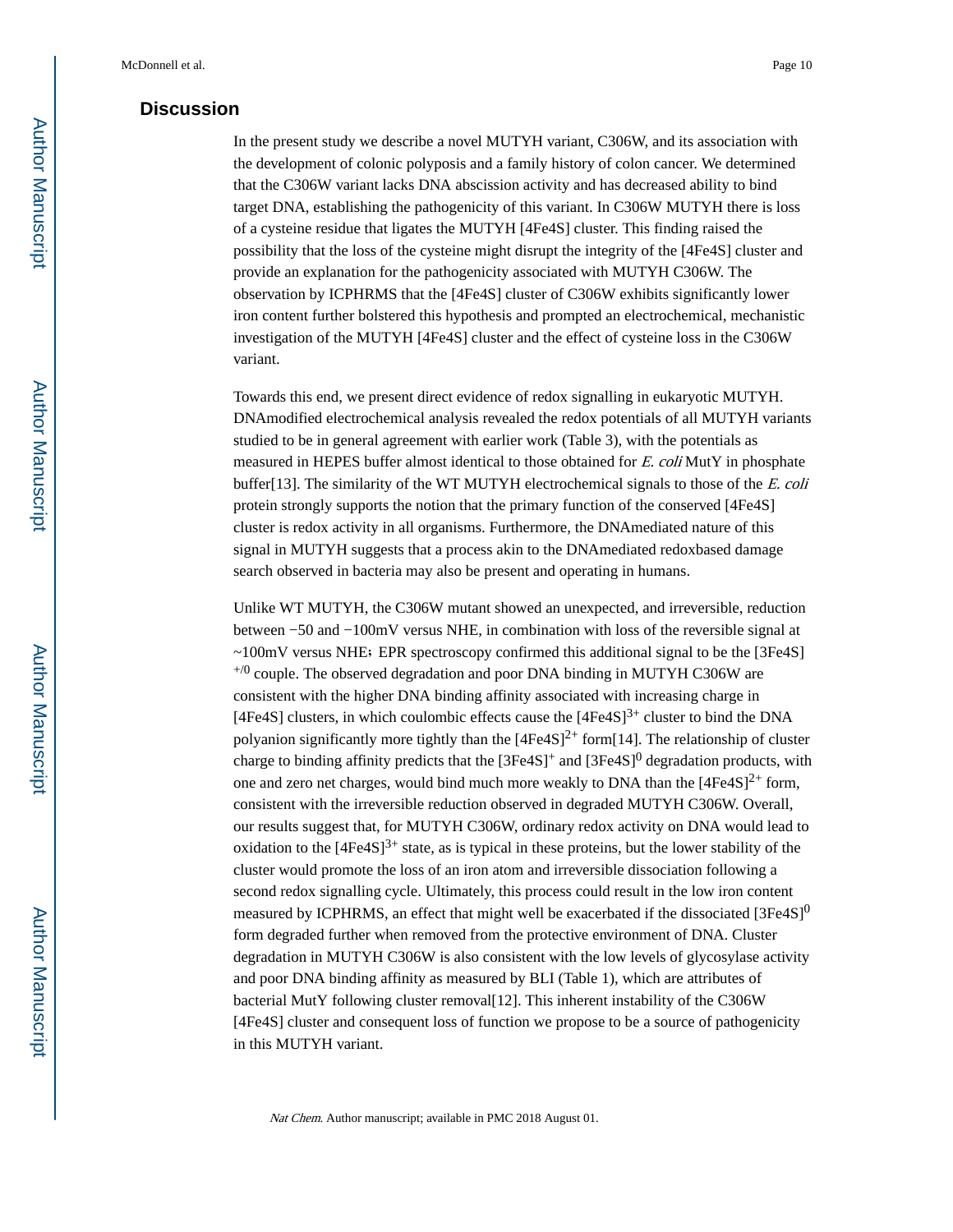## Discussion

In the present study we describe a novel MUTYH variant, C306W, and its association with the development of colonic polyposis and a family history of colon cancer. We determined that the C306W variant lacks DNA abscission activity and has decreased ability to bind target DNA, establishing the pathogenicity of this variant. In C306W MUTYH there is loss of a cysteine residue that ligates the MUTYH [4Fe4S] cluster. This finding raised the possibility that the loss of the cysteine might disrupt the integrity of the [4Fe4S] cluster and provide an explanation for the pathogenicity associated with MUTYH C306W. The observation by ICPHRMS that the [4Fe4S] cluster of C306W exhibits significantly lower iron content further bolstered this hypothesis and prompted an electrochemical, mechanistic investigation of the MUTYH [4Fe4S] cluster and the effect of cysteine loss in the C306W variant.

Towards this end, we present direct evidence of redox signalling in eukaryotic MUTYH. DNAmodified electrochemical analysis revealed the redox potentials of all MUTYH variants studied to be in general agreement with earlier work (Table 3), with the potentials as measured in HEPES buffer almost identical to those obtained for *E. coli* MutY in phosphate buffer[13]. The similarity of the WT MUTYH electrochemical signals to those of the *E. coli* protein strongly supports the notion that the primary function of the conserved [4Fe4S] cluster is redox activity in all organisms. Furthermore, the DNAmediated nature of this signal in MUTYH suggests that a process akin to the DNAmediated redoxbased damage search observed in bacteria may also be present and operating in humans.

Unlike WT MUTYH, the C306W mutant showed an unexpected, and irreversible, reduction between −50 and −100mV versus NHE, in combination with loss of the reversible signal at ~100mV versus NHE; EPR spectroscopy confirmed this additional signal to be the $[3Fe4S]^{+/0}$ couple. The observed degradation and poor DNA binding in MUTYH C306W are consistent with the higher DNA binding affinity associated with increasing charge in [4Fe4S] clusters, in which coulombic effects cause the $[4Fe4S]^{3+}$ cluster to bind the DNA polyanion significantly more tightly than the $[4Fe4S]^{2+}$ form[14]. The relationship of cluster charge to binding affinity predicts that the $[3Fe4S]^{+}$ and $[3Fe4S]^{0}$ degradation products, with one and zero net charges, would bind much more weakly to DNA than the $[4Fe4S]^{2+}$ form, consistent with the irreversible reduction observed in degraded MUTYH C306W. Overall, our results suggest that, for MUTYH C306W, ordinary redox activity on DNA would lead to oxidation to the $[4Fe4S]^{3+}$ state, as is typical in these proteins, but the lower stability of the cluster would promote the loss of an iron atom and irreversible dissociation following a second redox signalling cycle. Ultimately, this process could result in the low iron content measured by ICPHRMS, an effect that might well be exacerbated if the dissociated $[3Fe4S]^{0}$ form degraded further when removed from the protective environment of DNA. Cluster degradation in MUTYH C306W is also consistent with the low levels of glycosylase activity and poor DNA binding affinity as measured by BLI (Table 1), which are attributes of bacterial MutY following cluster removal[12]. This inherent instability of the C306W [4Fe4S] cluster and consequent loss of function we propose to be a source of pathogenicity in this MUTYH variant.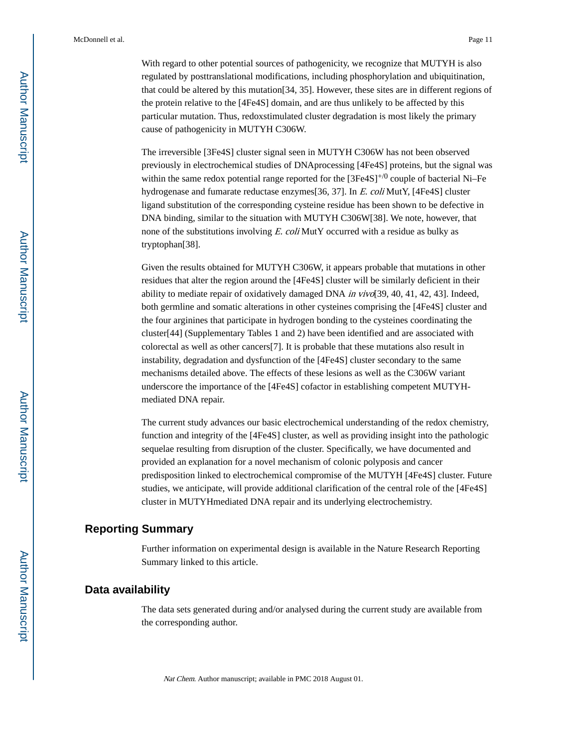With regard to other potential sources of pathogenicity, we recognize that MUTYH is also regulated by posttranslational modifications, including phosphorylation and ubiquitination, that could be altered by this mutation[34, 35]. However, these sites are in different regions of the protein relative to the [4Fe4S] domain, and are thus unlikely to be affected by this particular mutation. Thus, redoxstimulated cluster degradation is most likely the primary cause of pathogenicity in MUTYH C306W.

The irreversible [3Fe4S] cluster signal seen in MUTYH C306W has not been observed previously in electrochemical studies of DNAprocessing [4Fe4S] proteins, but the signal was within the same redox potential range reported for the $[3Fe4S]^{+/0}$ couple of bacterial Ni–Fe hydrogenase and fumarate reductase enzymes[36, 37]. In *E. coli* MutY, [4Fe4S] cluster ligand substitution of the corresponding cysteine residue has been shown to be defective in DNA binding, similar to the situation with MUTYH C306W[38]. We note, however, that none of the substitutions involving *E. coli* MutY occurred with a residue as bulky as tryptophan[38].

Given the results obtained for MUTYH C306W, it appears probable that mutations in other residues that alter the region around the [4Fe4S] cluster will be similarly deficient in their ability to mediate repair of oxidatively damaged DNA *in vivo*[39, 40, 41, 42, 43]. Indeed, both germline and somatic alterations in other cysteines comprising the [4Fe4S] cluster and the four arginines that participate in hydrogen bonding to the cysteines coordinating the cluster[44] (Supplementary Tables 1 and 2) have been identified and are associated with colorectal as well as other cancers[7]. It is probable that these mutations also result in instability, degradation and dysfunction of the [4Fe4S] cluster secondary to the same mechanisms detailed above. The effects of these lesions as well as the C306W variant underscore the importance of the [4Fe4S] cofactor in establishing competent MUTYH-mediated DNA repair.

The current study advances our basic electrochemical understanding of the redox chemistry, function and integrity of the [4Fe4S] cluster, as well as providing insight into the pathologic sequelae resulting from disruption of the cluster. Specifically, we have documented and provided an explanation for a novel mechanism of colonic polyposis and cancer predisposition linked to electrochemical compromise of the MUTYH [4Fe4S] cluster. Future studies, we anticipate, will provide additional clarification of the central role of the [4Fe4S] cluster in MUTYHmediated DNA repair and its underlying electrochemistry.

## Reporting Summary

Further information on experimental design is available in the Nature Research Reporting Summary linked to this article.

## Data availability

The data sets generated during and/or analysed during the current study are available from the corresponding author.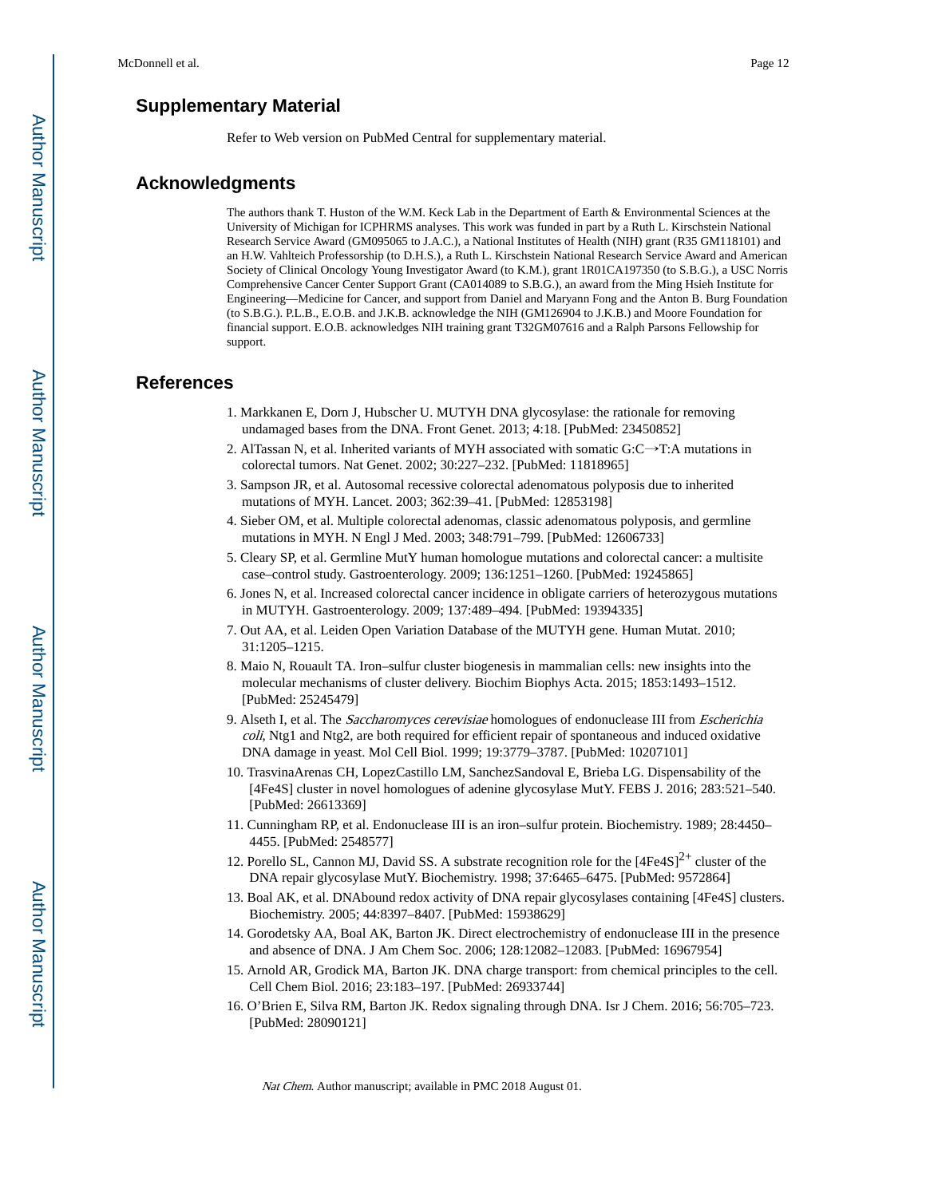## Supplementary Material

Refer to Web version on PubMed Central for supplementary material.

## Acknowledgments

The authors thank T. Huston of the W.M. Keck Lab in the Department of Earth & Environmental Sciences at the University of Michigan for ICPHRMS analyses. This work was funded in part by a Ruth L. Kirschstein National Research Service Award (GM095065 to J.A.C.), a National Institutes of Health (NIH) grant (R35 GM118101) and an H.W. Vahlteich Professorship (to D.H.S.), a Ruth L. Kirschstein National Research Service Award and American Society of Clinical Oncology Young Investigator Award (to K.M.), grant 1R01CA197350 (to S.B.G.), a USC Norris Comprehensive Cancer Center Support Grant (CA014089 to S.B.G.), an award from the Ming Hsieh Institute for Engineering—Medicine for Cancer, and support from Daniel and Maryann Fong and the Anton B. Burg Foundation (to S.B.G.). P.L.B., E.O.B. and J.K.B. acknowledge the NIH (GM126904 to J.K.B.) and Moore Foundation for financial support. E.O.B. acknowledges NIH training grant T32GM07616 and a Ralph Parsons Fellowship for support.

## References

1. Markkanen E, Dorn J, Hubscher U. MUTYH DNA glycosylase: the rationale for removing undamaged bases from the DNA. Front Genet. 2013; 4:18. [PubMed: 23450852]
2. AlTassan N, et al. Inherited variants of MYH associated with somatic G:C→T:A mutations in colorectal tumors. Nat Genet. 2002; 30:227–232. [PubMed: 11818965]
3. Sampson JR, et al. Autosomal recessive colorectal adenomatous polyposis due to inherited mutations of MYH. Lancet. 2003; 362:39–41. [PubMed: 12853198]
4. Sieber OM, et al. Multiple colorectal adenomas, classic adenomatous polyposis, and germline mutations in MYH. N Engl J Med. 2003; 348:791–799. [PubMed: 12606733]
5. Cleary SP, et al. Germline MutY human homologue mutations and colorectal cancer: a multisite case–control study. Gastroenterology. 2009; 136:1251–1260. [PubMed: 19245865]
6. Jones N, et al. Increased colorectal cancer incidence in obligate carriers of heterozygous mutations in MUTYH. Gastroenterology. 2009; 137:489–494. [PubMed: 19394335]
7. Out AA, et al. Leiden Open Variation Database of the MUTYH gene. Human Mutat. 2010; 31:1205–1215.
8. Maio N, Rouault TA. Iron–sulfur cluster biogenesis in mammalian cells: new insights into the molecular mechanisms of cluster delivery. Biochim Biophys Acta. 2015; 1853:1493–1512. [PubMed: 25245479]
9. Alseth I, et al. The *Saccharomyces cerevisiae* homologues of endonuclease III from *Escherichia coli*, Ntg1 and Ntg2, are both required for efficient repair of spontaneous and induced oxidative DNA damage in yeast. Mol Cell Biol. 1999; 19:3779–3787. [PubMed: 10207101]
10. TrasvinaArenas CH, LopezCastillo LM, SanchezSandoval E, Brieba LG. Dispensability of the [4Fe4S] cluster in novel homologues of adenine glycosylase MutY. FEBS J. 2016; 283:521–540. [PubMed: 26613369]
11. Cunningham RP, et al. Endonuclease III is an iron–sulfur protein. Biochemistry. 1989; 28:4450–4455. [PubMed: 2548577]
12. Porello SL, Cannon MJ, David SS. A substrate recognition role for the $[4Fe4S]^{2+}$ cluster of the DNA repair glycosylase MutY. Biochemistry. 1998; 37:6465–6475. [PubMed: 9572864]
13. Boal AK, et al. DNAbound redox activity of DNA repair glycosylases containing [4Fe4S] clusters. Biochemistry. 2005; 44:8397–8407. [PubMed: 15938629]
14. Gorodetsky AA, Boal AK, Barton JK. Direct electrochemistry of endonuclease III in the presence and absence of DNA. J Am Chem Soc. 2006; 128:12082–12083. [PubMed: 16967954]
15. Arnold AR, Grodick MA, Barton JK. DNA charge transport: from chemical principles to the cell. Cell Chem Biol. 2016; 23:183–197. [PubMed: 26933744]
16. O'Brien E, Silva RM, Barton JK. Redox signaling through DNA. Isr J Chem. 2016; 56:705–723. [PubMed: 28090121]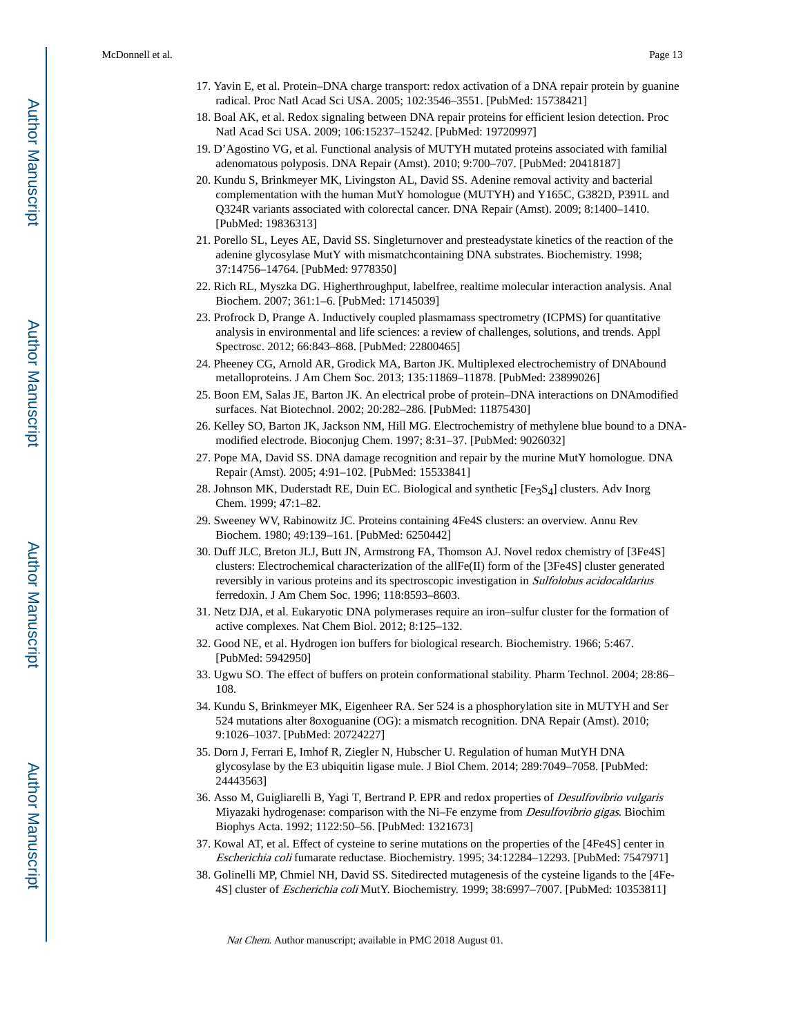17. Yavin E, et al. Protein–DNA charge transport: redox activation of a DNA repair protein by guanine radical. Proc Natl Acad Sci USA. 2005; 102:3546–3551. [PubMed: 15738421]
18. Boal AK, et al. Redox signaling between DNA repair proteins for efficient lesion detection. Proc Natl Acad Sci USA. 2009; 106:15237–15242. [PubMed: 19720997]
19. D'Agostino VG, et al. Functional analysis of MUTYH mutated proteins associated with familial adenomatous polyposis. DNA Repair (Amst). 2010; 9:700–707. [PubMed: 20418187]
20. Kundu S, Brinkmeyer MK, Livingston AL, David SS. Adenine removal activity and bacterial complementation with the human MutY homologue (MUTYH) and Y165C, G382D, P391L and Q324R variants associated with colorectal cancer. DNA Repair (Amst). 2009; 8:1400–1410. [PubMed: 19836313]
21. Porello SL, Leyes AE, David SS. Singleturnover and presteadystate kinetics of the reaction of the adenine glycosylase MutY with mismatchcontaining DNA substrates. Biochemistry. 1998; 37:14756–14764. [PubMed: 9778350]
22. Rich RL, Myszka DG. Higherthroughput, labelfree, realtime molecular interaction analysis. Anal Biochem. 2007; 361:1–6. [PubMed: 17145039]
23. Profrock D, Prange A. Inductively coupled plasmamass spectrometry (ICPMS) for quantitative analysis in environmental and life sciences: a review of challenges, solutions, and trends. Appl Spectrosc. 2012; 66:843–868. [PubMed: 22800465]
24. Pheeney CG, Arnold AR, Grodick MA, Barton JK. Multiplexed electrochemistry of DNAbound metalloproteins. J Am Chem Soc. 2013; 135:11869–11878. [PubMed: 23899026]
25. Boon EM, Salas JE, Barton JK. An electrical probe of protein–DNA interactions on DNAmodified surfaces. Nat Biotechnol. 2002; 20:282–286. [PubMed: 11875430]
26. Kelley SO, Barton JK, Jackson NM, Hill MG. Electrochemistry of methylene blue bound to a DNA-modified electrode. Bioconjug Chem. 1997; 8:31–37. [PubMed: 9026032]
27. Pope MA, David SS. DNA damage recognition and repair by the murine MutY homologue. DNA Repair (Amst). 2005; 4:91–102. [PubMed: 15533841]
28. Johnson MK, Duderstadt RE, Duin EC. Biological and synthetic $[Fe_3S_4]$ clusters. Adv Inorg Chem. 1999; 47:1–82.
29. Sweeney WV, Rabinowitz JC. Proteins containing 4Fe4S clusters: an overview. Annu Rev Biochem. 1980; 49:139–161. [PubMed: 6250442]
30. Duff JLC, Breton JLJ, Butt JN, Armstrong FA, Thomson AJ. Novel redox chemistry of [3Fe4S] clusters: Electrochemical characterization of the allFe(II) form of the [3Fe4S] cluster generated reversibly in various proteins and its spectroscopic investigation in *Sulfolobus acidocaldarius* ferredoxin. J Am Chem Soc. 1996; 118:8593–8603.
31. Netz DJA, et al. Eukaryotic DNA polymerases require an iron–sulfur cluster for the formation of active complexes. Nat Chem Biol. 2012; 8:125–132.
32. Good NE, et al. Hydrogen ion buffers for biological research. Biochemistry. 1966; 5:467. [PubMed: 5942950]
33. Ugwu SO. The effect of buffers on protein conformational stability. Pharm Technol. 2004; 28:86–108.
34. Kundu S, Brinkmeyer MK, Eigenheer RA. Ser 524 is a phosphorylation site in MUTYH and Ser 524 mutations alter 8oxoguanine (OG): a mismatch recognition. DNA Repair (Amst). 2010; 9:1026–1037. [PubMed: 20724227]
35. Dorn J, Ferrari E, Imhof R, Ziegler N, Hubscher U. Regulation of human MutYH DNA glycosylase by the E3 ubiquitin ligase mule. J Biol Chem. 2014; 289:7049–7058. [PubMed: 24443563]
36. Asso M, Guigliarelli B, Yagi T, Bertrand P. EPR and redox properties of *Desulfovibrio vulgaris* Miyazaki hydrogenase: comparison with the Ni–Fe enzyme from *Desulfovibrio gigas*. Biochim Biophys Acta. 1992; 1122:50–56. [PubMed: 1321673]
37. Kowal AT, et al. Effect of cysteine to serine mutations on the properties of the [4Fe4S] center in *Escherichia coli* fumarate reductase. Biochemistry. 1995; 34:12284–12293. [PubMed: 7547971]
38. Golinelli MP, Chmiel NH, David SS. Sitedirected mutagenesis of the cysteine ligands to the [4Fe-4S] cluster of *Escherichia coli* MutY. Biochemistry. 1999; 38:6997–7007. [PubMed: 10353811]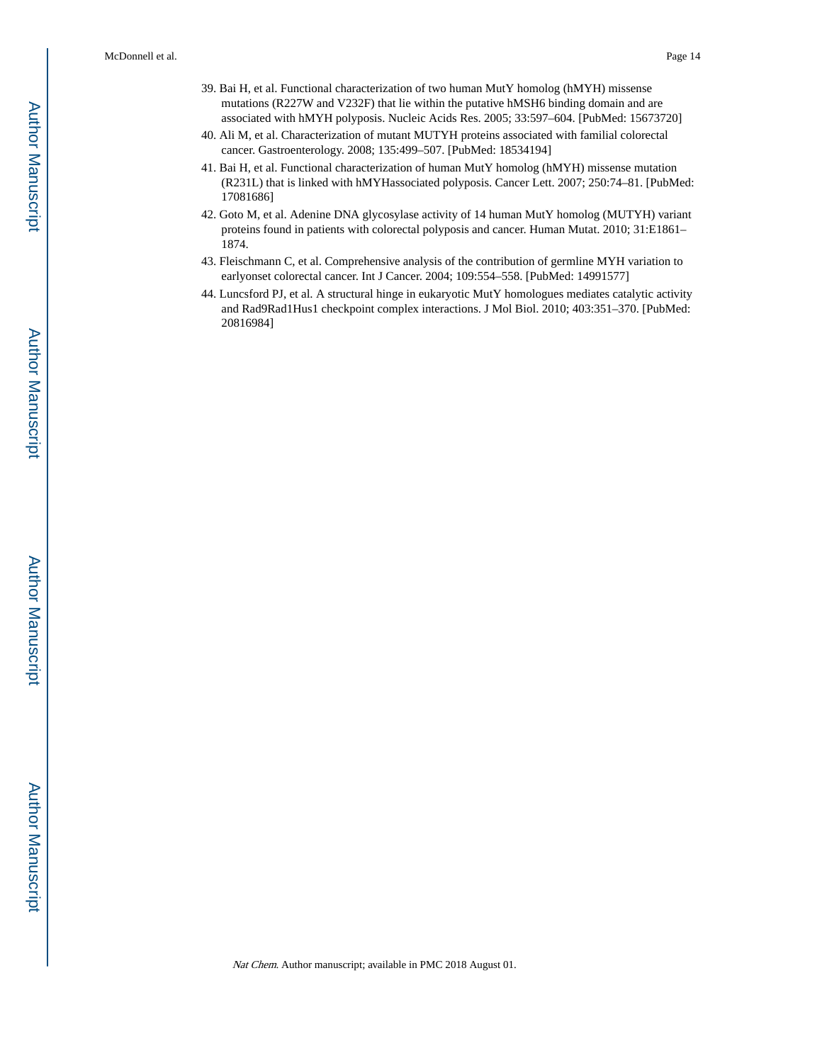39. Bai H, et al. Functional characterization of two human MutY homolog (hMYH) missense mutations (R227W and V232F) that lie within the putative hMSH6 binding domain and are associated with hMYH polyposis. Nucleic Acids Res. 2005; 33:597–604. [PubMed: 15673720]
40. Ali M, et al. Characterization of mutant MUTYH proteins associated with familial colorectal cancer. Gastroenterology. 2008; 135:499–507. [PubMed: 18534194]
41. Bai H, et al. Functional characterization of human MutY homolog (hMYH) missense mutation (R231L) that is linked with hMYHassociated polyposis. Cancer Lett. 2007; 250:74–81. [PubMed: 17081686]
42. Goto M, et al. Adenine DNA glycosylase activity of 14 human MutY homolog (MUTYH) variant proteins found in patients with colorectal polyposis and cancer. Human Mutat. 2010; 31:E1861–1874.
43. Fleischmann C, et al. Comprehensive analysis of the contribution of germline MYH variation to earlyonset colorectal cancer. Int J Cancer. 2004; 109:554–558. [PubMed: 14991577]
44. Luncsford PJ, et al. A structural hinge in eukaryotic MutY homologues mediates catalytic activity and Rad9Rad1Hus1 checkpoint complex interactions. J Mol Biol. 2010; 403:351–370. [PubMed: 20816984]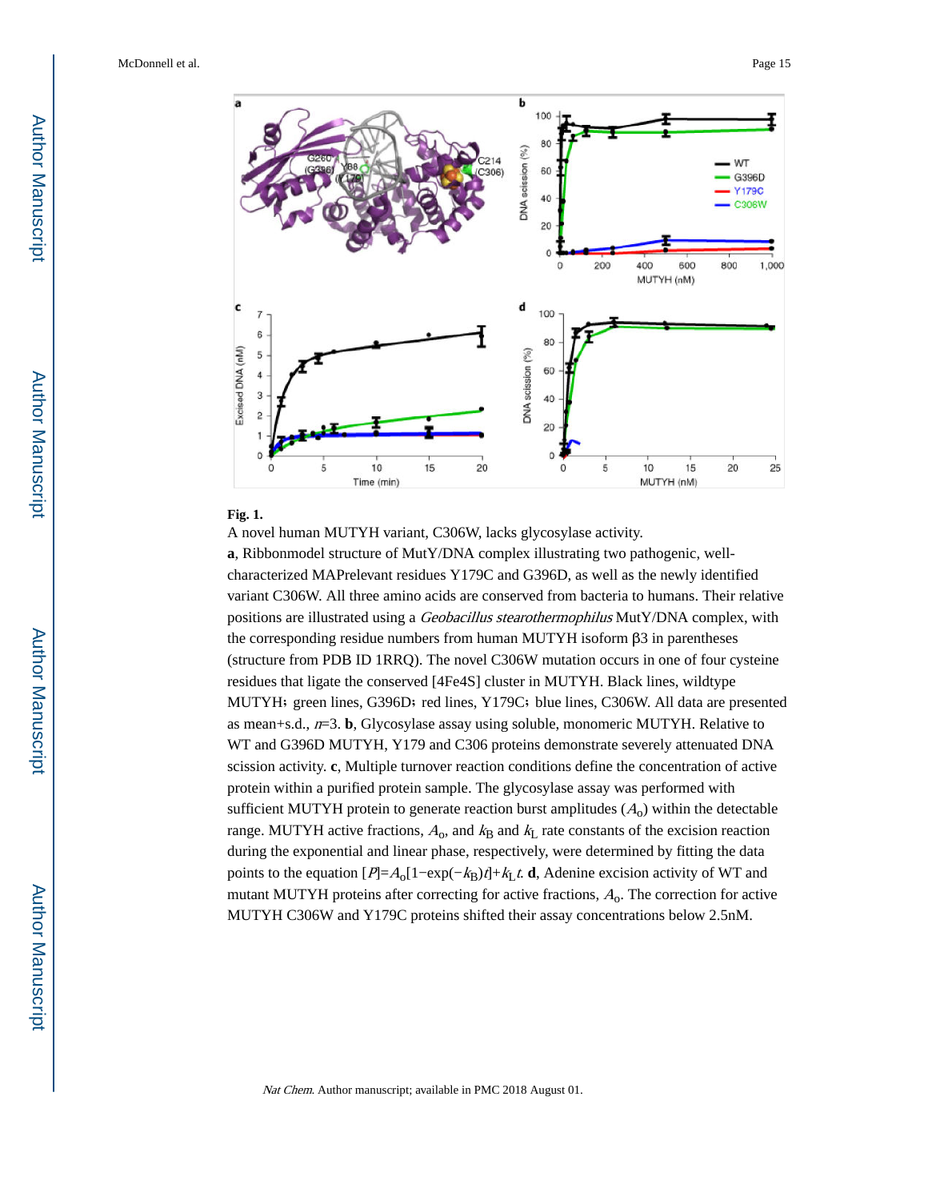**Fig. 1.**

A novel human MUTYH variant, C306W, lacks glycosylase activity.

**a**, Ribbonmodel structure of MutY/DNA complex illustrating two pathogenic, well-characterized MAPrelevant residues Y179C and G396D, as well as the newly identified variant C306W. All three amino acids are conserved from bacteria to humans. Their relative positions are illustrated using a *Geobacillus stearothermophilus* MutY/DNA complex, with the corresponding residue numbers from human MUTYH isoform β3 in parentheses (structure from PDB ID 1RRQ). The novel C306W mutation occurs in one of four cysteine residues that ligate the conserved [4Fe4S] cluster in MUTYH. Black lines, wildtype MUTYH; green lines, G396D; red lines, Y179C; blue lines, C306W. All data are presented as mean+s.d., $n$=3. **b**, Glycosylase assay using soluble, monomeric MUTYH. Relative to WT and G396D MUTYH, Y179 and C306 proteins demonstrate severely attenuated DNA scission activity. **c**, Multiple turnover reaction conditions define the concentration of active protein within a purified protein sample. The glycosylase assay was performed with sufficient MUTYH protein to generate reaction burst amplitudes ($A_o$) within the detectable range. MUTYH active fractions, $A_o$, and $k_B$ and $k_L$ rate constants of the excision reaction during the exponential and linear phase, respectively, were determined by fitting the data points to the equation $[P]=A_o[1-\exp(-k_B)t]+k_L t$. **d**, Adenine excision activity of WT and mutant MUTYH proteins after correcting for active fractions, $A_o$. The correction for active MUTYH C306W and Y179C proteins shifted their assay concentrations below 2.5nM.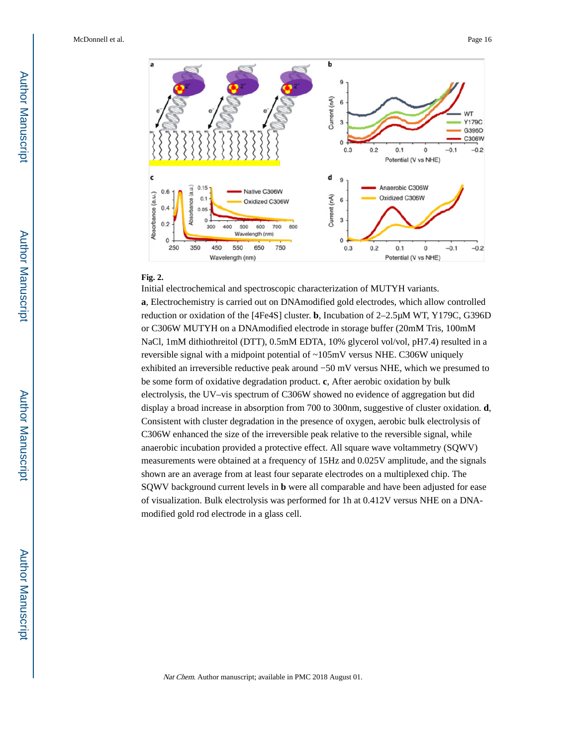**Fig. 2.**

Initial electrochemical and spectroscopic characterization of MUTYH variants.

**a**, Electrochemistry is carried out on DNAmodified gold electrodes, which allow controlled reduction or oxidation of the [4Fe4S] cluster. **b**, Incubation of 2–2.5μM WT, Y179C, G396D or C306W MUTYH on a DNAmodified electrode in storage buffer (20mM Tris, 100mM NaCl, 1mM dithiothreitol (DTT), 0.5mM EDTA, 10% glycerol vol/vol, pH7.4) resulted in a reversible signal with a midpoint potential of ~105mV versus NHE. C306W uniquely exhibited an irreversible reductive peak around −50 mV versus NHE, which we presumed to be some form of oxidative degradation product. **c**, After aerobic oxidation by bulk electrolysis, the UV–vis spectrum of C306W showed no evidence of aggregation but did display a broad increase in absorption from 700 to 300nm, suggestive of cluster oxidation. **d**, Consistent with cluster degradation in the presence of oxygen, aerobic bulk electrolysis of C306W enhanced the size of the irreversible peak relative to the reversible signal, while anaerobic incubation provided a protective effect. All square wave voltammetry (SQWV) measurements were obtained at a frequency of 15Hz and 0.025V amplitude, and the signals shown are an average from at least four separate electrodes on a multiplexed chip. The SQWV background current levels in **b** were all comparable and have been adjusted for ease of visualization. Bulk electrolysis was performed for 1h at 0.412V versus NHE on a DNA-modified gold rod electrode in a glass cell.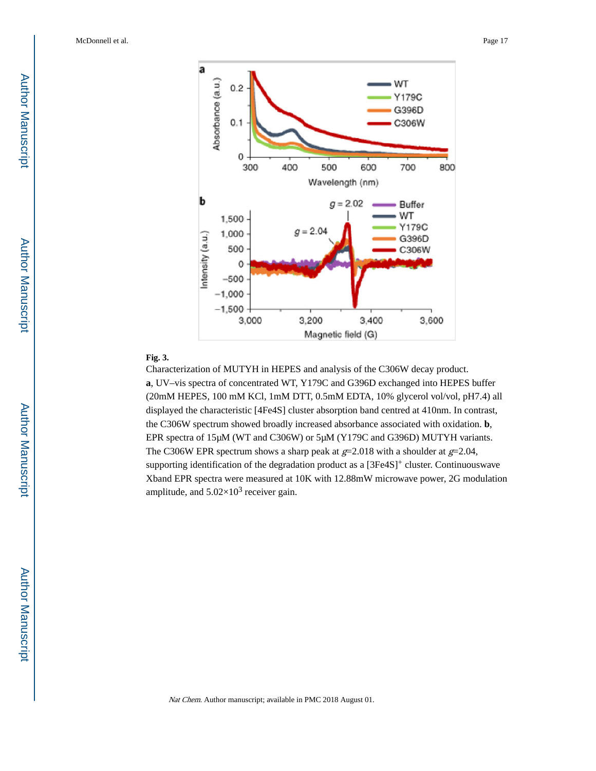**Fig. 3.**

Characterization of MUTYH in HEPES and analysis of the C306W decay product.

**a**, UV–vis spectra of concentrated WT, Y179C and G396D exchanged into HEPES buffer (20mM HEPES, 100 mM KCl, 1mM DTT, 0.5mM EDTA, 10% glycerol vol/vol, pH7.4) all displayed the characteristic [4Fe4S] cluster absorption band centred at 410nm. In contrast, the C306W spectrum showed broadly increased absorbance associated with oxidation. **b**, EPR spectra of 15μM (WT and C306W) or 5μM (Y179C and G396D) MUTYH variants. The C306W EPR spectrum shows a sharp peak at $g$=2.018 with a shoulder at $g$=2.04, supporting identification of the degradation product as a $[3Fe4S]^+$ cluster. Continuouswave Xband EPR spectra were measured at 10K with 12.88mW microwave power, 2G modulation amplitude, and $5.02\times10^3$ receiver gain.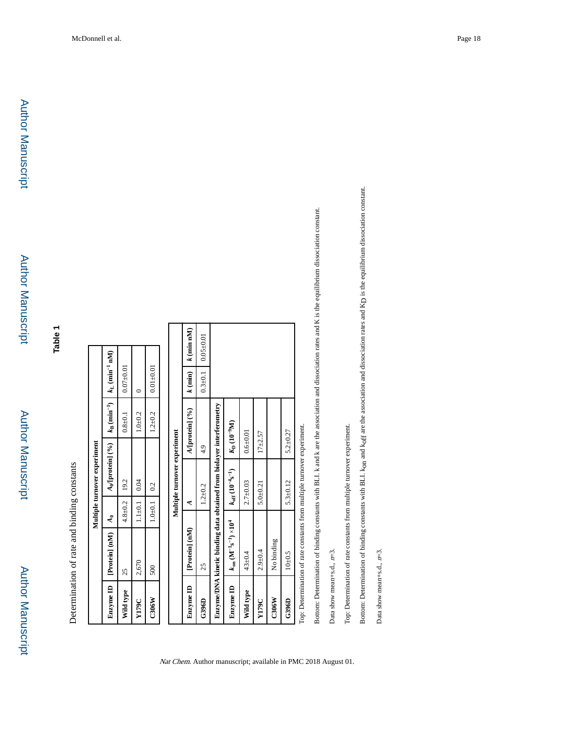## Table 1

Determination of rate and binding constants

| | Multiple turnover experiment | | | | |
|---|---|---|---|---|---|
| **Enzyme ID** | **[Protein] (nM)** | **$A_0$** | **$A_0$/[protein] (%)** | **$k_B$ (min$^{-1}$)** | **$k_L$ (min$^{-1}$ nM)** |
| **Wild type** | 25 | 4.8±0.2 | 19.2 | 0.8±0.1 | 0.07±0.01 |
| **Y179C** | 2,670 | 1.1±0.1 | 0.04 | 1.0±0.2 | 0 |
| **C306W** | 500 | 1.0±0.1 | 0.2 | 1.2±0.2 | 0.01±0.01 |

| | Multiple turnover experiment | | | | |
|---|---|---|---|---|---|
| **Enzyme ID** | **[Protein] (nM)** | **$A$** | **$A$/[protein] (%)** | **$k$ (min)** | **$k$ (min nM)** |
| **G396D** | 25 | 1.2±0.2 | 4.9 | 0.3±0.1 | 0.05±0.01 |
| **Enzyme/DNA kinetic binding data obtained from biolayer interferometry** | | | | | |
| **Enzyme ID** | **$k_{on}$ (M$^{-1}$s$^{-1}$) ×10$^4$** | **$k_{off}$ (10$^{-4}$s$^{-1}$)** | **$K_D$ (10$^{-9}$M)** | | |
| **Wild type** | 43±0.4 | 2.7±0.03 | 0.6±0.01 | | |
| **Y179C** | 2.9±0.4 | 5.0±0.21 | 17±2.57 | | |
| **C306W** | No binding | | | | |
| **G396D** | 10±0.5 | 5.3±0.12 | 5.2±0.27 | | |

Top: Determination of rate constants from multiple turnover experiment.

Bottom: Determination of binding constants with BLI. k and k are the association and dissociation rates and K is the equilibrium dissociation constant.

Data show mean+s.d., *n*=3.

Top: Determination of rate constants from multiple turnover experiment.

Bottom: Determination of binding constants with BLI. $k_{on}$ and $k_{off}$ are the association and dissociation rates and $K_D$ is the equilibrium dissociation constant.

Data show mean+s.d., *n*=3.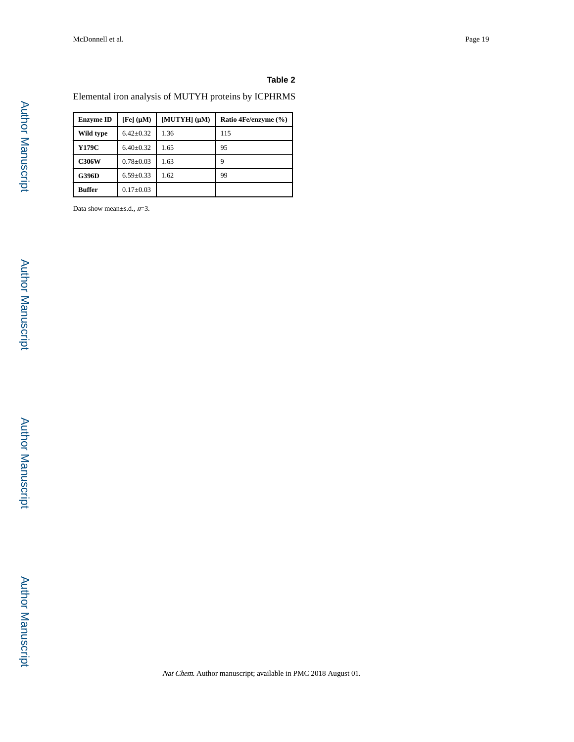**Table 2**

Elemental iron analysis of MUTYH proteins by ICPHRMS

| Enzyme ID | [Fe] (μM) | [MUTYH] (μM) | Ratio 4Fe/enzyme (%) |
|---|---|---|---|
| **Wild type** | 6.42±0.32 | 1.36 | 115 |
| **Y179C** | 6.40±0.32 | 1.65 | 95 |
| **C306W** | 0.78±0.03 | 1.63 | 9 |
| **G396D** | 6.59±0.33 | 1.62 | 99 |
| **Buffer** | 0.17±0.03 | | |

Data show mean±s.d., *n*=3.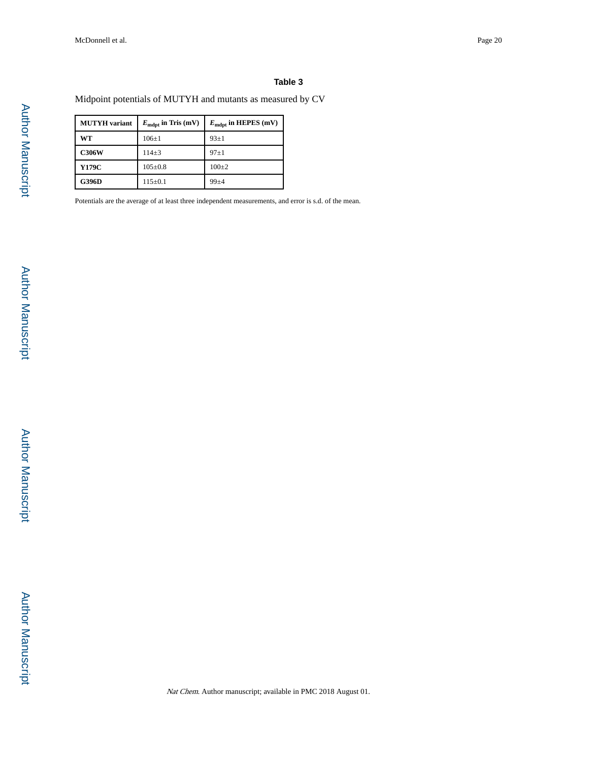### Table 3

Midpoint potentials of MUTYH and mutants as measured by CV

| MUTYH variant | $E_{mdpt}$ in Tris (mV) | $E_{mdpt}$ in HEPES (mV) |
|---|---|---|
| **WT** | 106±1 | 93±1 |
| **C306W** | 114±3 | 97±1 |
| **Y179C** | 105±0.8 | 100±2 |
| **G396D** | 115±0.1 | 99±4 |

Potentials are the average of at least three independent measurements, and error is s.d. of the mean.